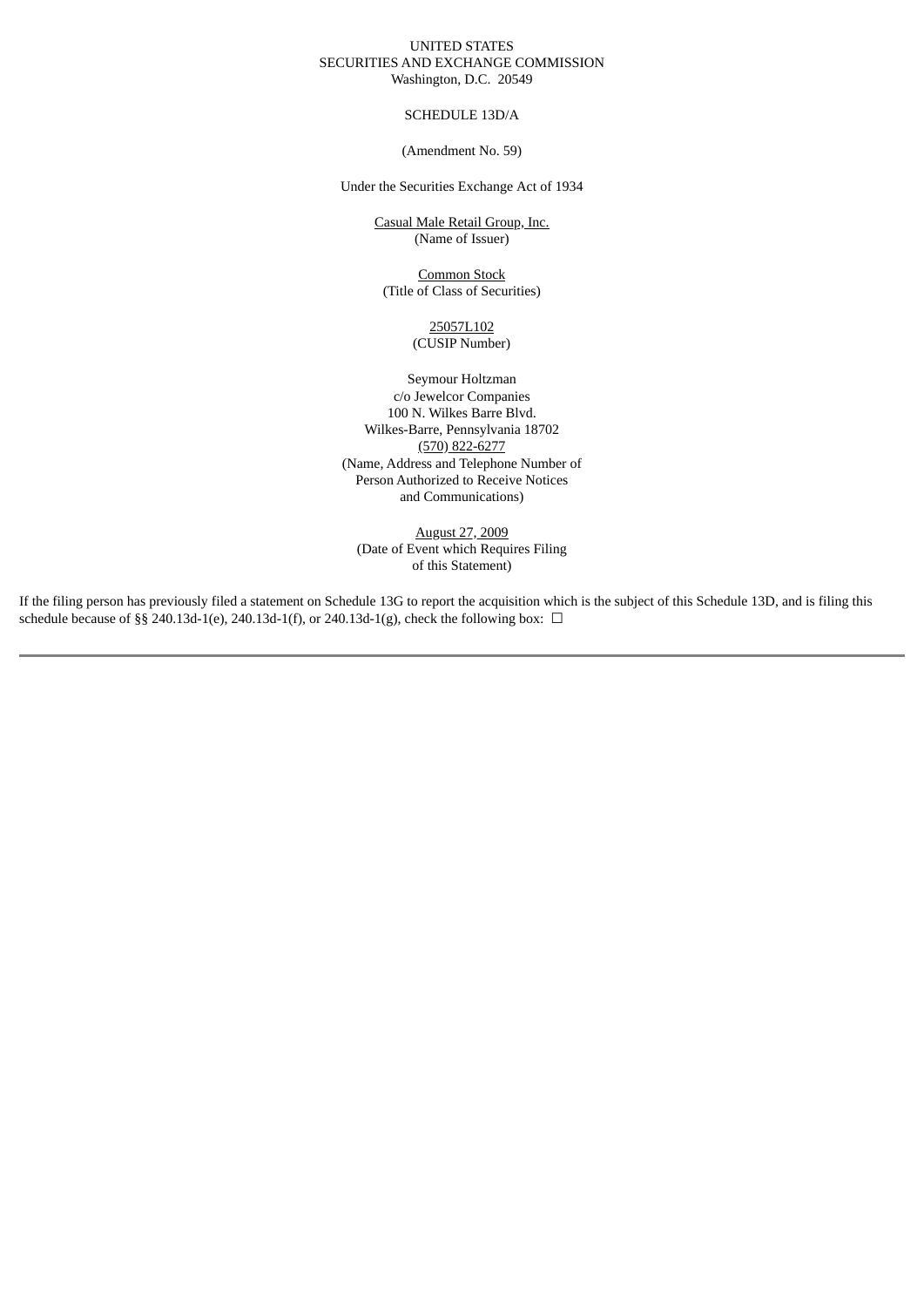UNITED STATES
SECURITIES AND EXCHANGE COMMISSION
Washington, D.C. 20549

SCHEDULE 13D/A

(Amendment No. 59)

Under the Securities Exchange Act of 1934

Casual Male Retail Group, Inc.
(Name of Issuer)

Common Stock
(Title of Class of Securities)

25057L102
(CUSIP Number)

Seymour Holtzman
c/o Jewelcor Companies
100 N. Wilkes Barre Blvd.
Wilkes-Barre, Pennsylvania 18702
(570) 822-6277
(Name, Address and Telephone Number of
Person Authorized to Receive Notices
and Communications)

August 27, 2009
(Date of Event which Requires Filing
of this Statement)

If the filing person has previously filed a statement on Schedule 13G to report the acquisition which is the subject of this Schedule 13D, and is filing this schedule because of §§ 240.13d-1(e), 240.13d-1(f), or 240.13d-1(g), check the following box: ☐

---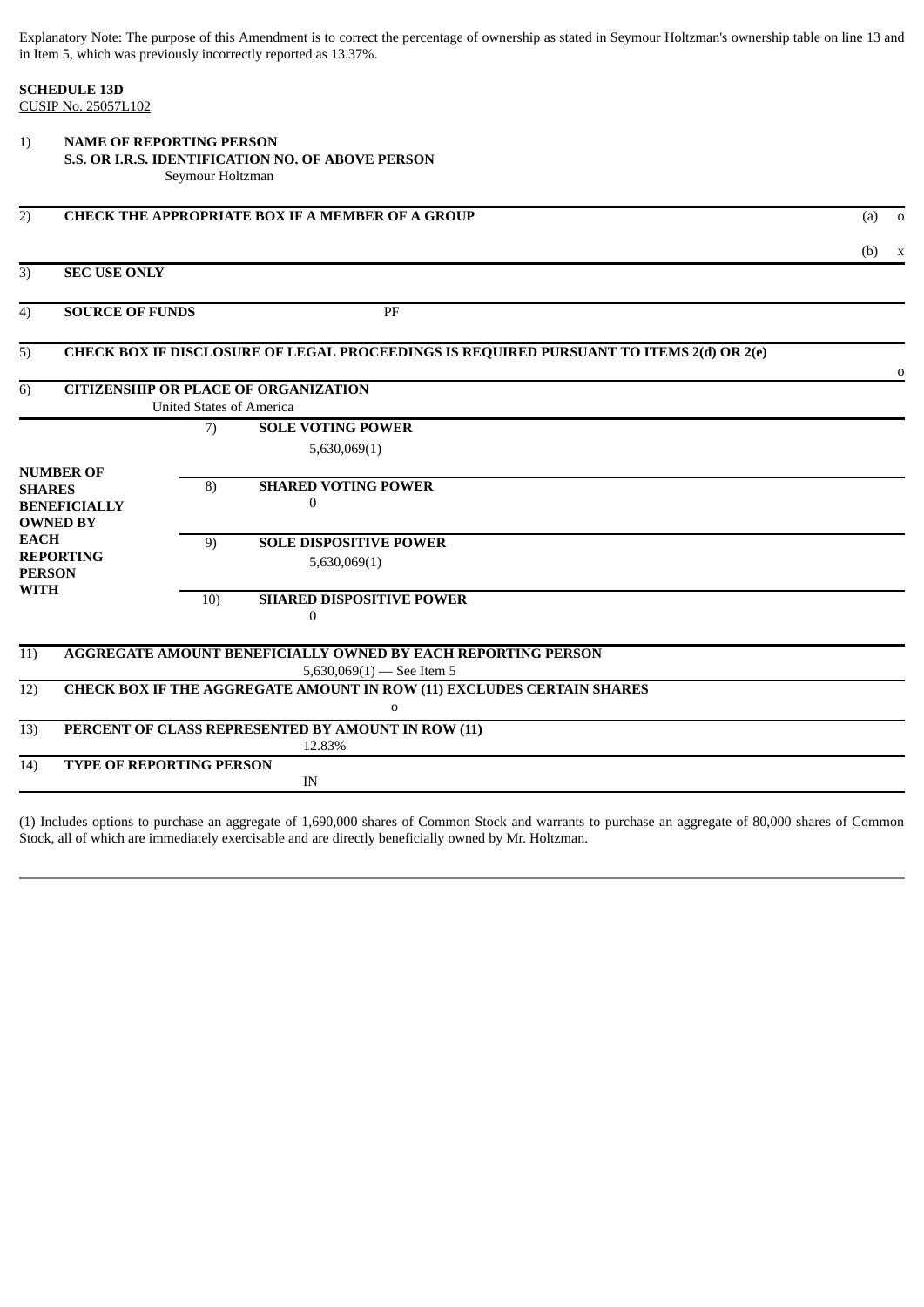Explanatory Note: The purpose of this Amendment is to correct the percentage of ownership as stated in Seymour Holtzman's ownership table on line 13 and in Item 5, which was previously incorrectly reported as 13.37%.

**SCHEDULE 13D**
CUSIP No. 25057L102

| | | | |
|---|---|---|---|
| 1) | **NAME OF REPORTING PERSON**<br>**S.S. OR I.R.S. IDENTIFICATION NO. OF ABOVE PERSON**<br>Seymour Holtzman | | |
| 2) | **CHECK THE APPROPRIATE BOX IF A MEMBER OF A GROUP** | | (a) o<br>(b) x |
| 3) | **SEC USE ONLY** | | |
| 4) | **SOURCE OF FUNDS** PF | | |
| 5) | **CHECK BOX IF DISCLOSURE OF LEGAL PROCEEDINGS IS REQUIRED PURSUANT TO ITEMS 2(d) OR 2(e)** | | o |
| 6) | **CITIZENSHIP OR PLACE OF ORGANIZATION**<br>United States of America | | |
| **NUMBER OF SHARES BENEFICIALLY OWNED BY EACH REPORTING PERSON WITH** | 7) | **SOLE VOTING POWER**<br>5,630,069(1) | |
| | 8) | **SHARED VOTING POWER**<br>0 | |
| | 9) | **SOLE DISPOSITIVE POWER**<br>5,630,069(1) | |
| | 10) | **SHARED DISPOSITIVE POWER**<br>0 | |
| 11) | **AGGREGATE AMOUNT BENEFICIALLY OWNED BY EACH REPORTING PERSON**<br>5,630,069(1) — See Item 5 | | |
| 12) | **CHECK BOX IF THE AGGREGATE AMOUNT IN ROW (11) EXCLUDES CERTAIN SHARES**<br>o | | |
| 13) | **PERCENT OF CLASS REPRESENTED BY AMOUNT IN ROW (11)**<br>12.83% | | |
| 14) | **TYPE OF REPORTING PERSON**<br>IN | | |

(1) Includes options to purchase an aggregate of 1,690,000 shares of Common Stock and warrants to purchase an aggregate of 80,000 shares of Common Stock, all of which are immediately exercisable and are directly beneficially owned by Mr. Holtzman.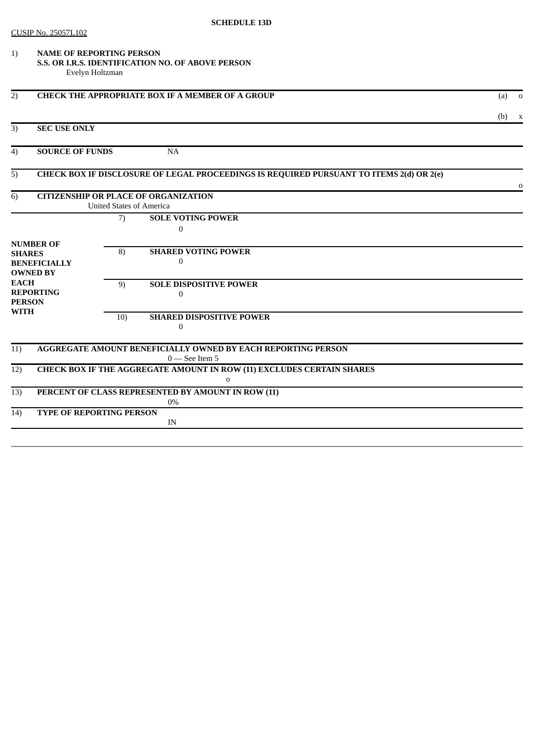**SCHEDULE 13D**

CUSIP No. 25057L102

| | | | |
|---|---|---|---|
| 1) | **NAME OF REPORTING PERSON**<br>**S.S. OR I.R.S. IDENTIFICATION NO. OF ABOVE PERSON**<br>Evelyn Holtzman | | |
| 2) | **CHECK THE APPROPRIATE BOX IF A MEMBER OF A GROUP** | | (a) o<br>(b) x |
| 3) | **SEC USE ONLY** | | |
| 4) | **SOURCE OF FUNDS** | NA | |
| 5) | **CHECK BOX IF DISCLOSURE OF LEGAL PROCEEDINGS IS REQUIRED PURSUANT TO ITEMS 2(d) OR 2(e)** | | o |
| 6) | **CITIZENSHIP OR PLACE OF ORGANIZATION**<br>United States of America | | |

| | | |
|---|---|---|
| **NUMBER OF SHARES BENEFICIALLY OWNED BY EACH REPORTING PERSON WITH** | 7) | **SOLE VOTING POWER**<br>0 |
| | 8) | **SHARED VOTING POWER**<br>0 |
| | 9) | **SOLE DISPOSITIVE POWER**<br>0 |
| | 10) | **SHARED DISPOSITIVE POWER**<br>0 |

| | |
|---|---|
| 11) | **AGGREGATE AMOUNT BENEFICIALLY OWNED BY EACH REPORTING PERSON**<br>0 — See Item 5 |
| 12) | **CHECK BOX IF THE AGGREGATE AMOUNT IN ROW (11) EXCLUDES CERTAIN SHARES**<br>o |
| 13) | **PERCENT OF CLASS REPRESENTED BY AMOUNT IN ROW (11)**<br>0% |
| 14) | **TYPE OF REPORTING PERSON**<br>IN |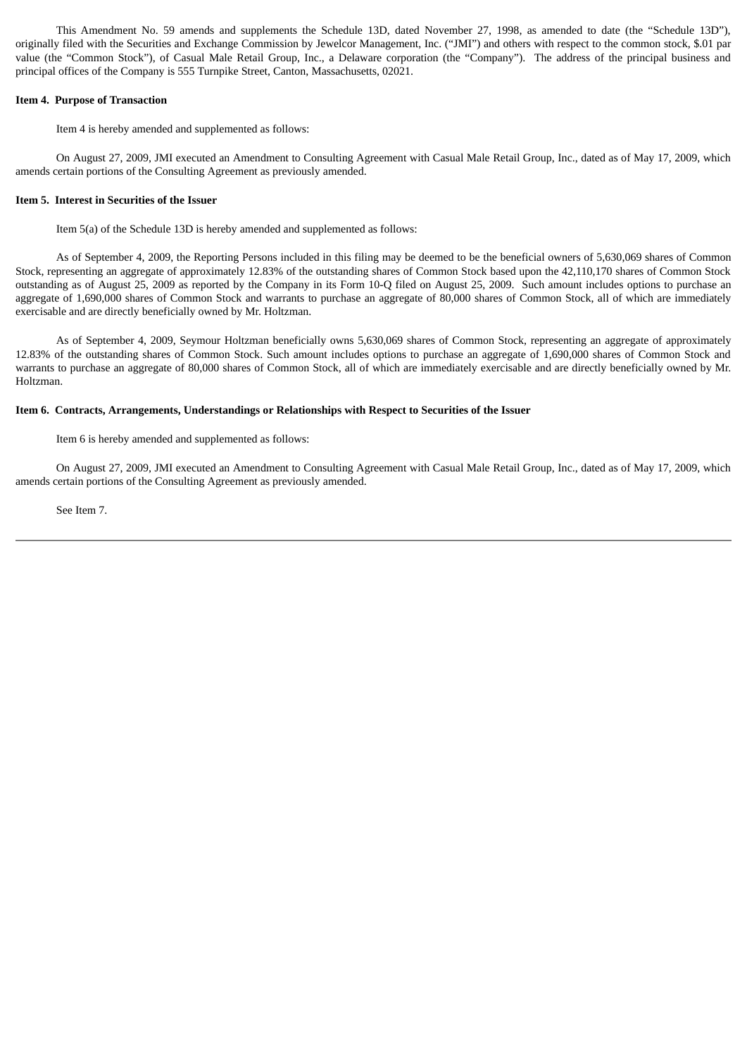This Amendment No. 59 amends and supplements the Schedule 13D, dated November 27, 1998, as amended to date (the "Schedule 13D"), originally filed with the Securities and Exchange Commission by Jewelcor Management, Inc. ("JMI") and others with respect to the common stock, $.01 par value (the "Common Stock"), of Casual Male Retail Group, Inc., a Delaware corporation (the "Company"). The address of the principal business and principal offices of the Company is 555 Turnpike Street, Canton, Massachusetts, 02021.

**Item 4. Purpose of Transaction**

Item 4 is hereby amended and supplemented as follows:

On August 27, 2009, JMI executed an Amendment to Consulting Agreement with Casual Male Retail Group, Inc., dated as of May 17, 2009, which amends certain portions of the Consulting Agreement as previously amended.

**Item 5. Interest in Securities of the Issuer**

Item 5(a) of the Schedule 13D is hereby amended and supplemented as follows:

As of September 4, 2009, the Reporting Persons included in this filing may be deemed to be the beneficial owners of 5,630,069 shares of Common Stock, representing an aggregate of approximately 12.83% of the outstanding shares of Common Stock based upon the 42,110,170 shares of Common Stock outstanding as of August 25, 2009 as reported by the Company in its Form 10-Q filed on August 25, 2009. Such amount includes options to purchase an aggregate of 1,690,000 shares of Common Stock and warrants to purchase an aggregate of 80,000 shares of Common Stock, all of which are immediately exercisable and are directly beneficially owned by Mr. Holtzman.

As of September 4, 2009, Seymour Holtzman beneficially owns 5,630,069 shares of Common Stock, representing an aggregate of approximately 12.83% of the outstanding shares of Common Stock. Such amount includes options to purchase an aggregate of 1,690,000 shares of Common Stock and warrants to purchase an aggregate of 80,000 shares of Common Stock, all of which are immediately exercisable and are directly beneficially owned by Mr. Holtzman.

**Item 6. Contracts, Arrangements, Understandings or Relationships with Respect to Securities of the Issuer**

Item 6 is hereby amended and supplemented as follows:

On August 27, 2009, JMI executed an Amendment to Consulting Agreement with Casual Male Retail Group, Inc., dated as of May 17, 2009, which amends certain portions of the Consulting Agreement as previously amended.

See Item 7.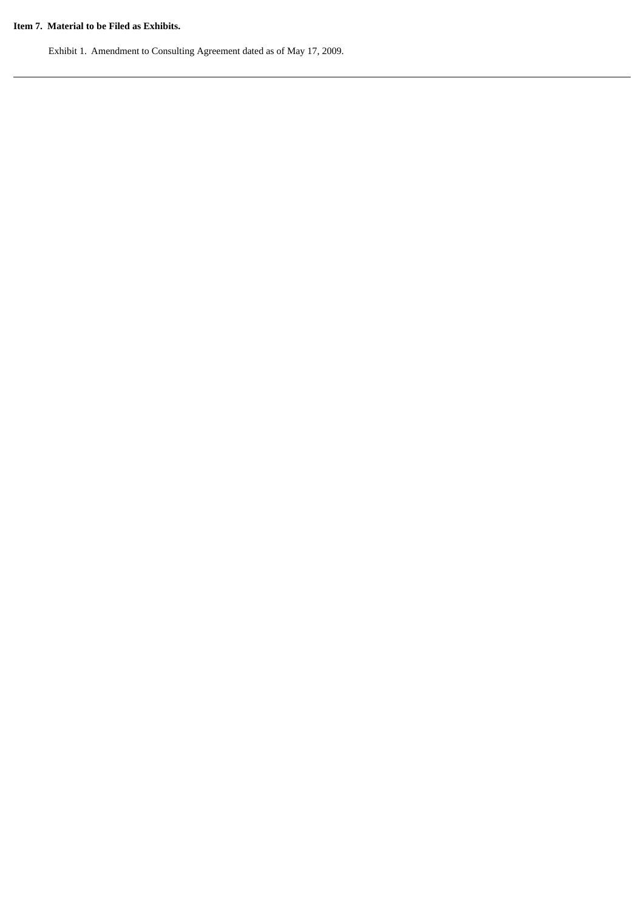**Item 7. Material to be Filed as Exhibits.**

Exhibit 1. Amendment to Consulting Agreement dated as of May 17, 2009.

---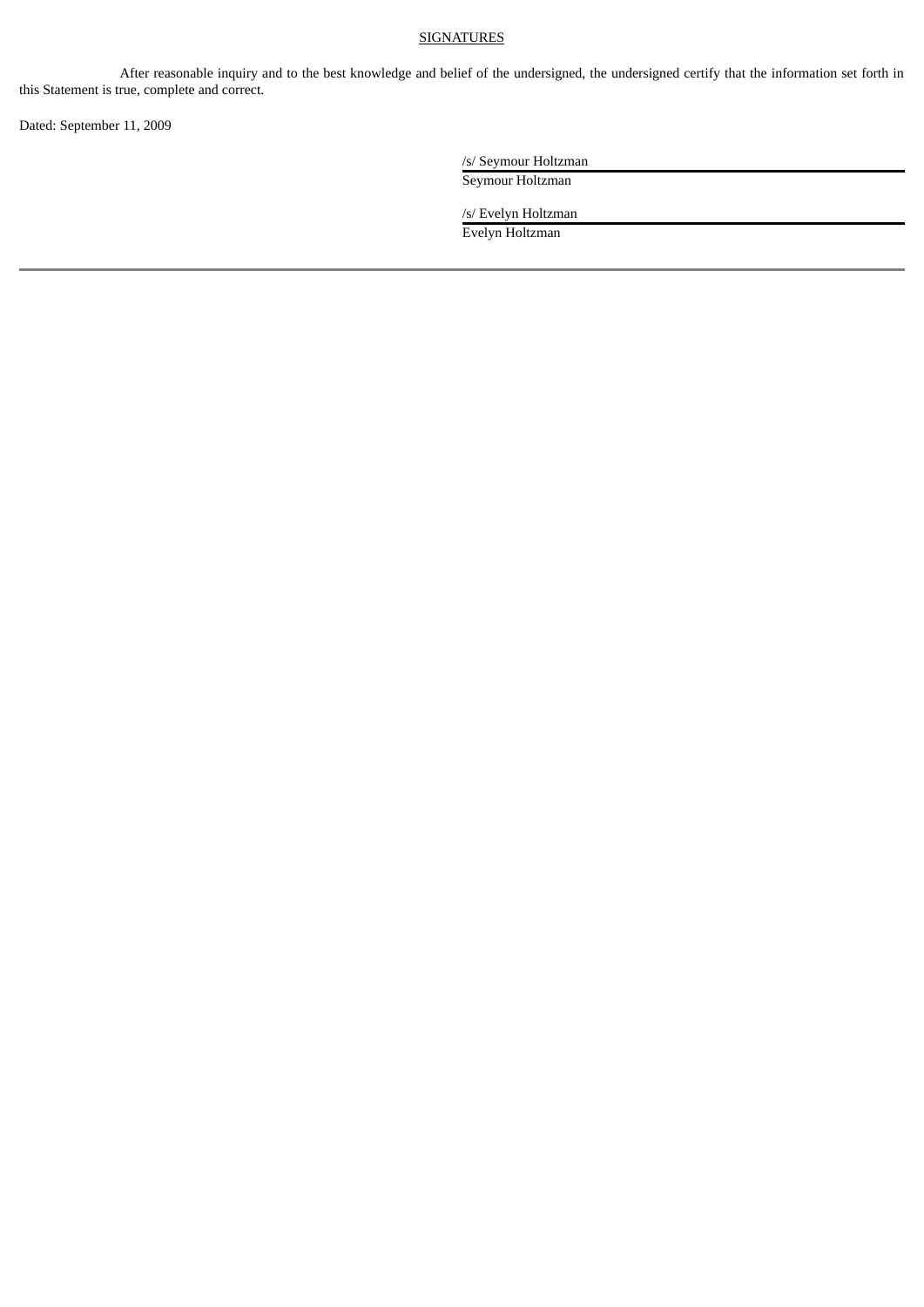## SIGNATURES

After reasonable inquiry and to the best knowledge and belief of the undersigned, the undersigned certify that the information set forth in this Statement is true, complete and correct.

Dated: September 11, 2009

/s/ Seymour Holtzman

Seymour Holtzman

/s/ Evelyn Holtzman

Evelyn Holtzman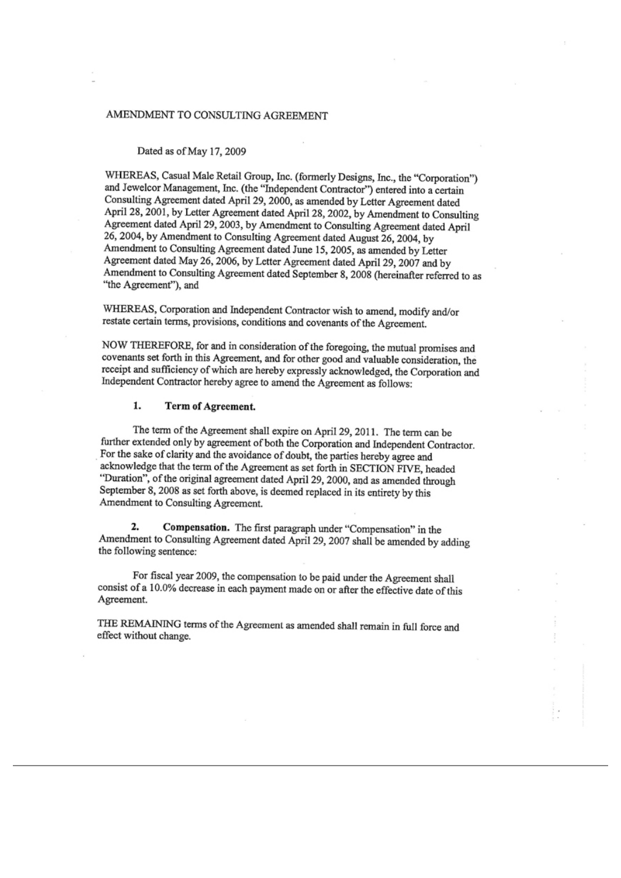# AMENDMENT TO CONSULTING AGREEMENT

Dated as of May 17, 2009

WHEREAS, Casual Male Retail Group, Inc. (formerly Designs, Inc., the "Corporation") and Jewelcor Management, Inc. (the "Independent Contractor") entered into a certain Consulting Agreement dated April 29, 2000, as amended by Letter Agreement dated April 28, 2001, by Letter Agreement dated April 28, 2002, by Amendment to Consulting Agreement dated April 29, 2003, by Amendment to Consulting Agreement dated April 26, 2004, by Amendment to Consulting Agreement dated August 26, 2004, by Amendment to Consulting Agreement dated June 15, 2005, as amended by Letter Agreement dated May 26, 2006, by Letter Agreement dated April 29, 2007 and by Amendment to Consulting Agreement dated September 8, 2008 (hereinafter referred to as "the Agreement"), and

WHEREAS, Corporation and Independent Contractor wish to amend, modify and/or restate certain terms, provisions, conditions and covenants of the Agreement.

NOW THEREFORE, for and in consideration of the foregoing, the mutual promises and covenants set forth in this Agreement, and for other good and valuable consideration, the receipt and sufficiency of which are hereby expressly acknowledged, the Corporation and Independent Contractor hereby agree to amend the Agreement as follows:

**1. Term of Agreement.**

The term of the Agreement shall expire on April 29, 2011. The term can be further extended only by agreement of both the Corporation and Independent Contractor. For the sake of clarity and the avoidance of doubt, the parties hereby agree and acknowledge that the term of the Agreement as set forth in SECTION FIVE, headed "Duration", of the original agreement dated April 29, 2000, and as amended through September 8, 2008 as set forth above, is deemed replaced in its entirety by this Amendment to Consulting Agreement.

**2. Compensation.** The first paragraph under "Compensation" in the Amendment to Consulting Agreement dated April 29, 2007 shall be amended by adding the following sentence:

For fiscal year 2009, the compensation to be paid under the Agreement shall consist of a 10.0% decrease in each payment made on or after the effective date of this Agreement.

THE REMAINING terms of the Agreement as amended shall remain in full force and effect without change.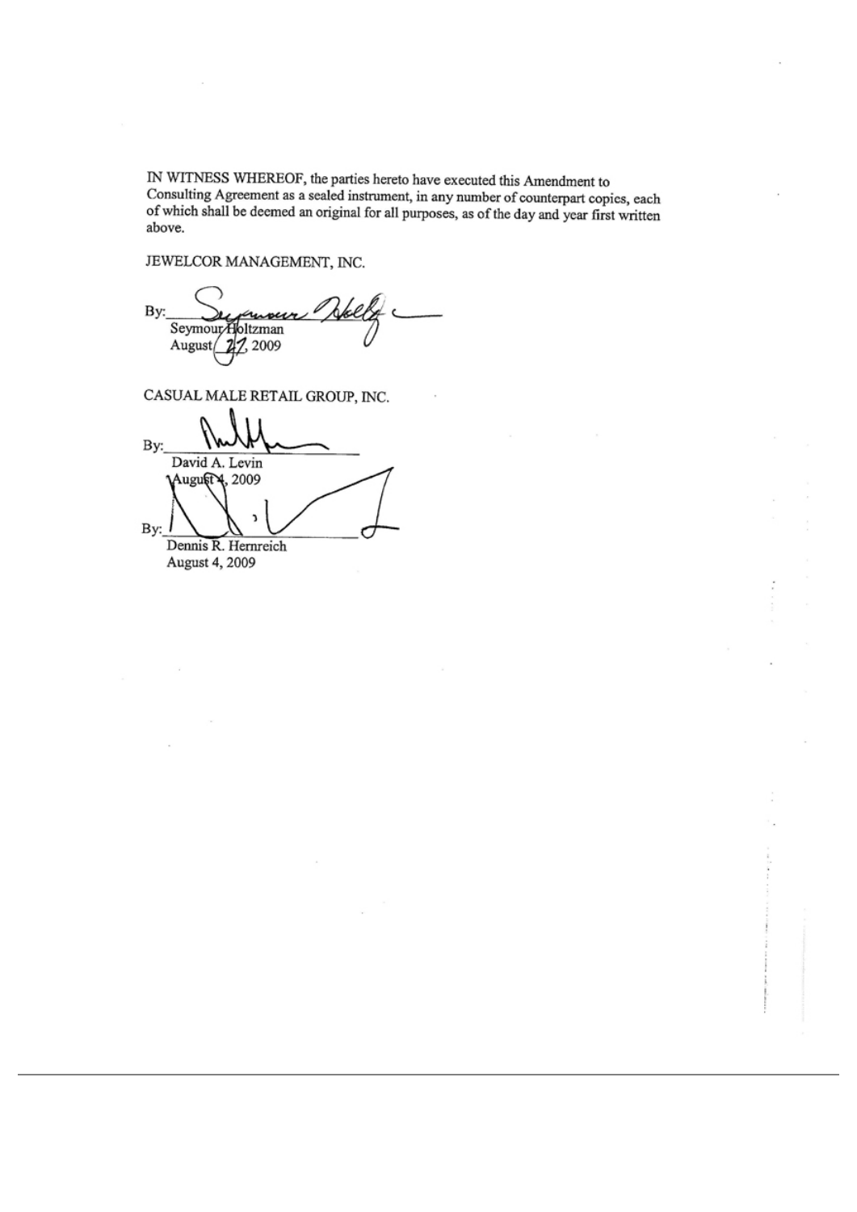IN WITNESS WHEREOF, the parties hereto have executed this Amendment to Consulting Agreement as a sealed instrument, in any number of counterpart copies, each of which shall be deemed an original for all purposes, as of the day and year first written above.

JEWELCOR MANAGEMENT, INC.

By:\_\_\_\_\_\_\_\_\_\_\_\_\_\_\_\_\_\_\_\_\_\_\_\_\_\_\_\_
Seymour Holtzman
August 27, 2009

CASUAL MALE RETAIL GROUP, INC.

By:\_\_\_\_\_\_\_\_\_\_\_\_\_\_\_\_\_\_\_\_\_\_\_\_\_\_\_\_
David A. Levin
August 4, 2009

By:\_\_\_\_\_\_\_\_\_\_\_\_\_\_\_\_\_\_\_\_\_\_\_\_\_\_\_\_
Dennis R. Hernreich
August 4, 2009